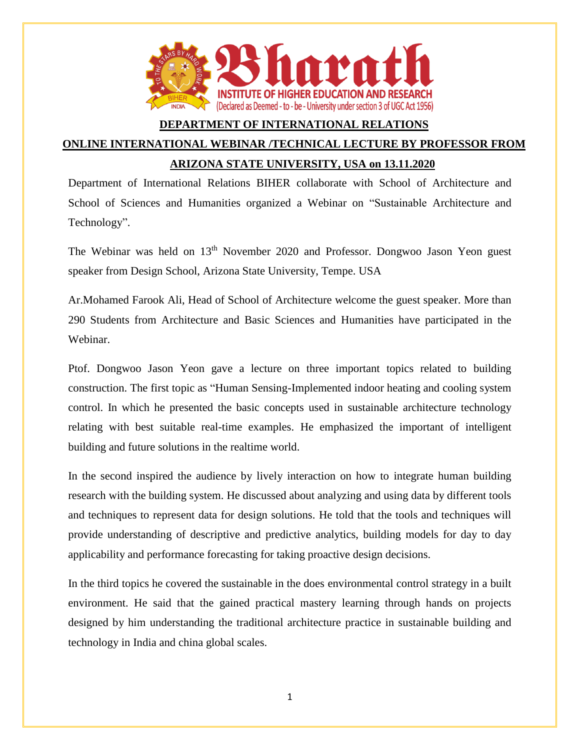# Bharath INSTITUTE OF HIGHER EDUCATION AND RESEARCH

(Declared as Deemed - to - be - University under section 3 of UGC Act 1956)

## DEPARTMENT OF INTERNATIONAL RELATIONS

## ONLINE INTERNATIONAL WEBINAR /TECHNICAL LECTURE BY PROFESSOR FROM ARIZONA STATE UNIVERSITY, USA on 13.11.2020

Department of International Relations BIHER collaborate with School of Architecture and School of Sciences and Humanities organized a Webinar on "Sustainable Architecture and Technology".

The Webinar was held on 13th November 2020 and Professor. Dongwoo Jason Yeon guest speaker from Design School, Arizona State University, Tempe. USA

Ar.Mohamed Farook Ali, Head of School of Architecture welcome the guest speaker. More than 290 Students from Architecture and Basic Sciences and Humanities have participated in the Webinar.

Ptof. Dongwoo Jason Yeon gave a lecture on three important topics related to building construction. The first topic as "Human Sensing-Implemented indoor heating and cooling system control. In which he presented the basic concepts used in sustainable architecture technology relating with best suitable real-time examples. He emphasized the important of intelligent building and future solutions in the realtime world.

In the second inspired the audience by lively interaction on how to integrate human building research with the building system. He discussed about analyzing and using data by different tools and techniques to represent data for design solutions. He told that the tools and techniques will provide understanding of descriptive and predictive analytics, building models for day to day applicability and performance forecasting for taking proactive design decisions.

In the third topics he covered the sustainable in the does environmental control strategy in a built environment. He said that the gained practical mastery learning through hands on projects designed by him understanding the traditional architecture practice in sustainable building and technology in India and china global scales.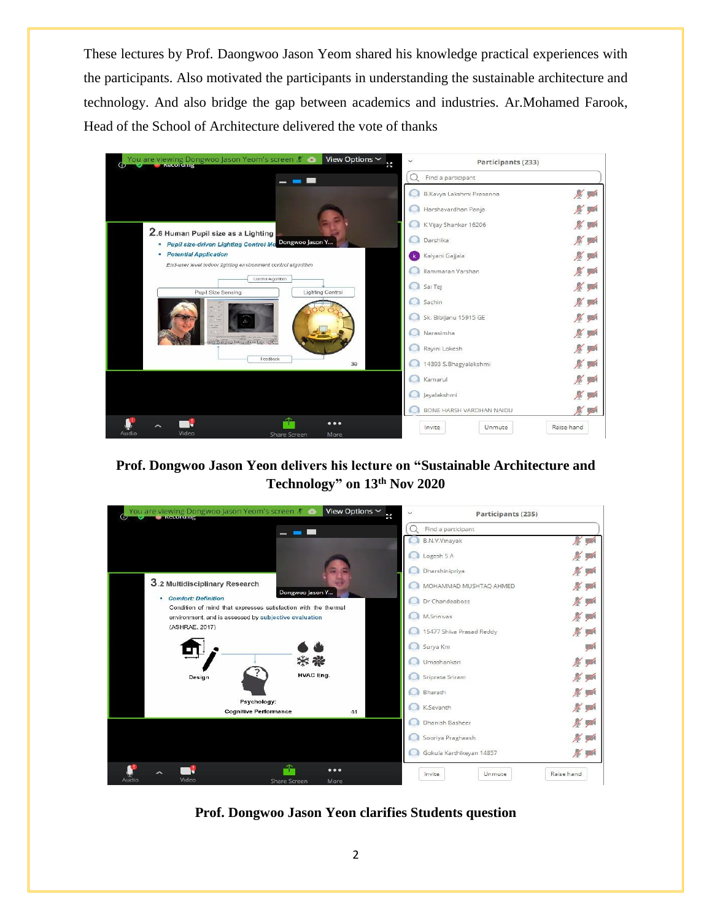These lectures by Prof. Daongwoo Jason Yeom shared his knowledge practical experiences with the participants. Also motivated the participants in understanding the sustainable architecture and technology. And also bridge the gap between academics and industries. Ar.Mohamed Farook, Head of the School of Architecture delivered the vote of thanks

**Prof. Dongwoo Jason Yeon delivers his lecture on "Sustainable Architecture and Technology" on 13th Nov 2020**

**Prof. Dongwoo Jason Yeon clarifies Students question**